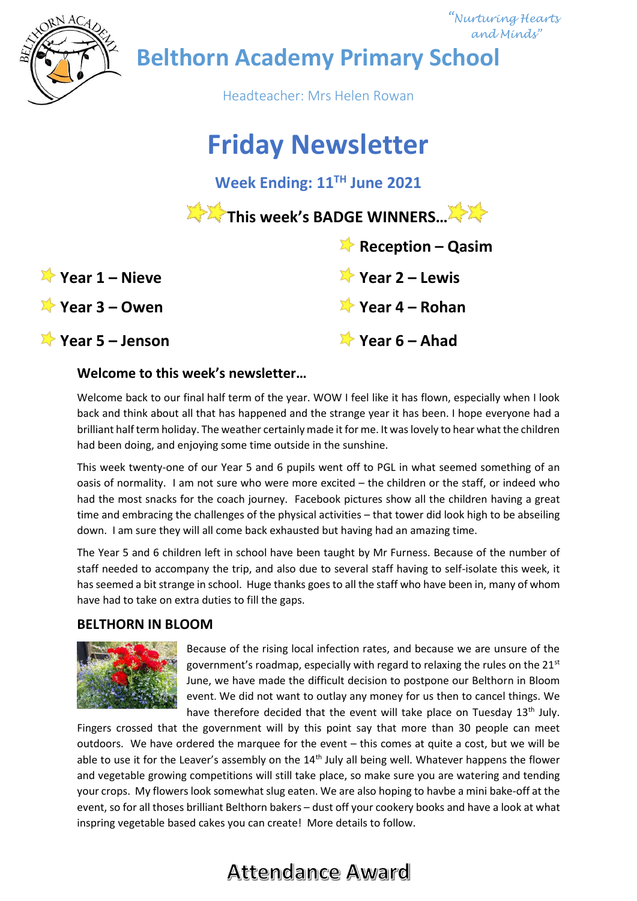*"Nurturing Hearts and Minds"*

# Belthorn Academy Primary School

Headteacher: Mrs Helen Rowan

# Friday Newsletter

## Week Ending: 11TH June 2021

### This week's BADGE WINNERS…

- **Reception – Qasim**
- **Year 1 – Nieve**
- **Year 2 – Lewis**
- **Year 3 – Owen**
- **Year 4 – Rohan**
- **Year 5 – Jenson**
- **Year 6 – Ahad**

### Welcome to this week's newsletter…

Welcome back to our final half term of the year. WOW I feel like it has flown, especially when I look back and think about all that has happened and the strange year it has been. I hope everyone had a brilliant half term holiday. The weather certainly made it for me. It was lovely to hear what the children had been doing, and enjoying some time outside in the sunshine.

This week twenty-one of our Year 5 and 6 pupils went off to PGL in what seemed something of an oasis of normality. I am not sure who were more excited – the children or the staff, or indeed who had the most snacks for the coach journey. Facebook pictures show all the children having a great time and embracing the challenges of the physical activities – that tower did look high to be abseiling down. I am sure they will all come back exhausted but having had an amazing time.

The Year 5 and 6 children left in school have been taught by Mr Furness. Because of the number of staff needed to accompany the trip, and also due to several staff having to self-isolate this week, it has seemed a bit strange in school. Huge thanks goes to all the staff who have been in, many of whom have had to take on extra duties to fill the gaps.

### BELTHORN IN BLOOM

Because of the rising local infection rates, and because we are unsure of the government's roadmap, especially with regard to relaxing the rules on the 21st June, we have made the difficult decision to postpone our Belthorn in Bloom event. We did not want to outlay any money for us then to cancel things. We have therefore decided that the event will take place on Tuesday 13th July. Fingers crossed that the government will by this point say that more than 30 people can meet outdoors. We have ordered the marquee for the event – this comes at quite a cost, but we will be able to use it for the Leaver's assembly on the 14th July all being well. Whatever happens the flower and vegetable growing competitions will still take place, so make sure you are watering and tending your crops. My flowers look somewhat slug eaten. We are also hoping to havbe a mini bake-off at the event, so for all thoses brilliant Belthorn bakers – dust off your cookery books and have a look at what inspring vegetable based cakes you can create! More details to follow.

## Attendance Award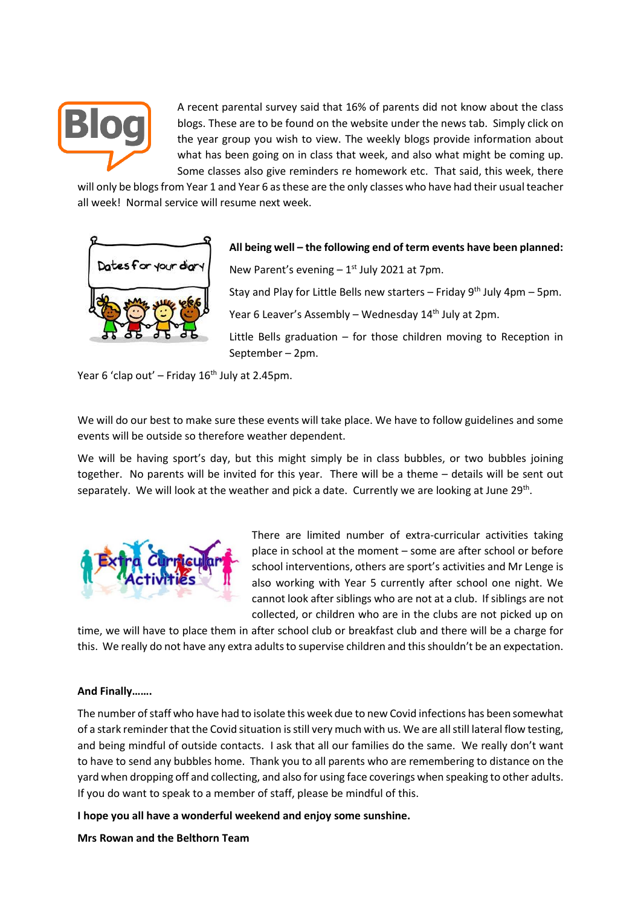A recent parental survey said that 16% of parents did not know about the class blogs. These are to be found on the website under the news tab. Simply click on the year group you wish to view. The weekly blogs provide information about what has been going on in class that week, and also what might be coming up. Some classes also give reminders re homework etc. That said, this week, there will only be blogs from Year 1 and Year 6 as these are the only classes who have had their usual teacher all week! Normal service will resume next week.

**All being well – the following end of term events have been planned:**

New Parent's evening – 1st July 2021 at 7pm.

Stay and Play for Little Bells new starters – Friday 9th July 4pm – 5pm.

Year 6 Leaver's Assembly – Wednesday 14th July at 2pm.

Little Bells graduation – for those children moving to Reception in September – 2pm.

Year 6 'clap out' – Friday 16th July at 2.45pm.

We will do our best to make sure these events will take place. We have to follow guidelines and some events will be outside so therefore weather dependent.

We will be having sport's day, but this might simply be in class bubbles, or two bubbles joining together. No parents will be invited for this year. There will be a theme – details will be sent out separately. We will look at the weather and pick a date. Currently we are looking at June 29th.

There are limited number of extra-curricular activities taking place in school at the moment – some are after school or before school interventions, others are sport's activities and Mr Lenge is also working with Year 5 currently after school one night. We cannot look after siblings who are not at a club. If siblings are not collected, or children who are in the clubs are not picked up on time, we will have to place them in after school club or breakfast club and there will be a charge for this. We really do not have any extra adults to supervise children and this shouldn't be an expectation.

**And Finally…….**

The number of staff who have had to isolate this week due to new Covid infections has been somewhat of a stark reminder that the Covid situation is still very much with us. We are all still lateral flow testing, and being mindful of outside contacts. I ask that all our families do the same. We really don't want to have to send any bubbles home. Thank you to all parents who are remembering to distance on the yard when dropping off and collecting, and also for using face coverings when speaking to other adults. If you do want to speak to a member of staff, please be mindful of this.

**I hope you all have a wonderful weekend and enjoy some sunshine.**

**Mrs Rowan and the Belthorn Team**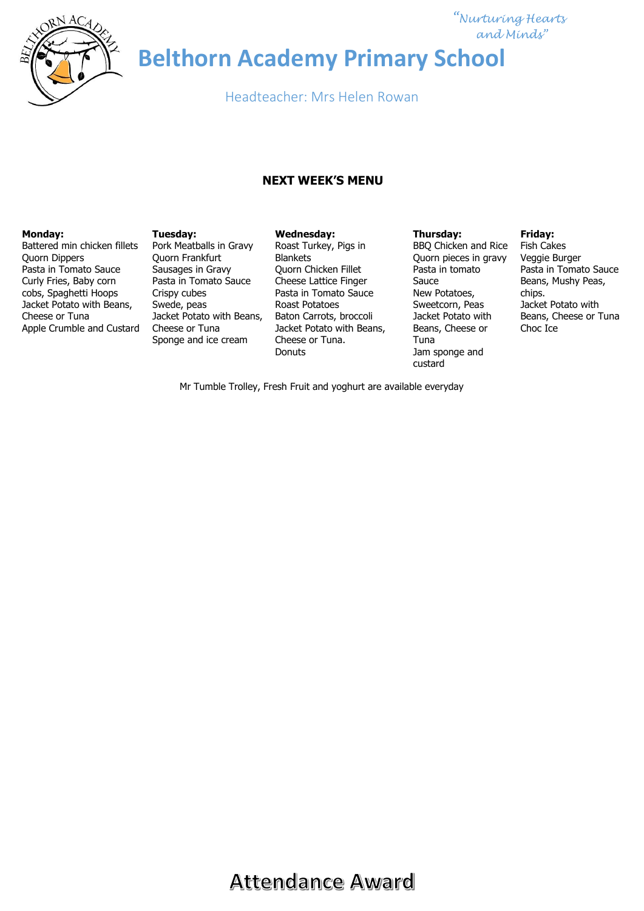*"Nurturing Hearts and Minds"*

# Belthorn Academy Primary School

Headteacher: Mrs Helen Rowan

## NEXT WEEK'S MENU

**Monday:**
Battered min chicken fillets
Quorn Dippers
Pasta in Tomato Sauce
Curly Fries, Baby corn cobs, Spaghetti Hoops
Jacket Potato with Beans, Cheese or Tuna
Apple Crumble and Custard

**Tuesday:**
Pork Meatballs in Gravy
Quorn Frankfurt
Sausages in Gravy
Pasta in Tomato Sauce
Crispy cubes
Swede, peas
Jacket Potato with Beans, Cheese or Tuna
Sponge and ice cream

**Wednesday:**
Roast Turkey, Pigs in Blankets
Quorn Chicken Fillet
Cheese Lattice Finger
Pasta in Tomato Sauce
Roast Potatoes
Baton Carrots, broccoli
Jacket Potato with Beans, Cheese or Tuna.
Donuts

**Thursday:**
BBQ Chicken and Rice
Quorn pieces in gravy
Pasta in tomato Sauce
New Potatoes, Sweetcorn, Peas
Jacket Potato with Beans, Cheese or Tuna
Jam sponge and custard

**Friday:**
Fish Cakes
Veggie Burger
Pasta in Tomato Sauce
Beans, Mushy Peas, chips.
Jacket Potato with Beans, Cheese or Tuna
Choc Ice

Mr Tumble Trolley, Fresh Fruit and yoghurt are available everyday

# Attendance Award